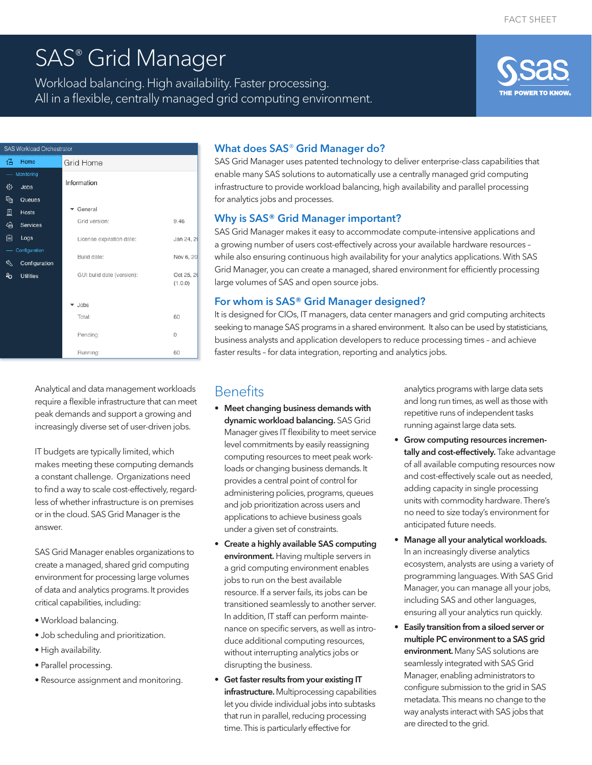FACT SHEET

# SAS® Grid Manager

Workload balancing. High availability. Faster processing.
All in a flexible, centrally managed grid computing environment.

## What does SAS® Grid Manager do?

SAS Grid Manager uses patented technology to deliver enterprise-class capabilities that enable many SAS solutions to automatically use a centrally managed grid computing infrastructure to provide workload balancing, high availability and parallel processing for analytics jobs and processes.

## Why is SAS® Grid Manager important?

SAS Grid Manager makes it easy to accommodate compute-intensive applications and a growing number of users cost-effectively across your available hardware resources – while also ensuring continuous high availability for your analytics applications. With SAS Grid Manager, you can create a managed, shared environment for efficiently processing large volumes of SAS and open source jobs.

## For whom is SAS® Grid Manager designed?

It is designed for CIOs, IT managers, data center managers and grid computing architects seeking to manage SAS programs in a shared environment. It also can be used by statisticians, business analysts and application developers to reduce processing times – and achieve faster results – for data integration, reporting and analytics jobs.

Analytical and data management workloads require a flexible infrastructure that can meet peak demands and support a growing and increasingly diverse set of user-driven jobs.

IT budgets are typically limited, which makes meeting these computing demands a constant challenge. Organizations need to find a way to scale cost-effectively, regardless of whether infrastructure is on premises or in the cloud. SAS Grid Manager is the answer.

SAS Grid Manager enables organizations to create a managed, shared grid computing environment for processing large volumes of data and analytics programs. It provides critical capabilities, including:

- Workload balancing.
- Job scheduling and prioritization.
- High availability.
- Parallel processing.
- Resource assignment and monitoring.

## Benefits

- **Meet changing business demands with dynamic workload balancing.** SAS Grid Manager gives IT flexibility to meet service level commitments by easily reassigning computing resources to meet peak workloads or changing business demands. It provides a central point of control for administering policies, programs, queues and job prioritization across users and applications to achieve business goals under a given set of constraints.
- **Create a highly available SAS computing environment.** Having multiple servers in a grid computing environment enables jobs to run on the best available resource. If a server fails, its jobs can be transitioned seamlessly to another server. In addition, IT staff can perform maintenance on specific servers, as well as introduce additional computing resources, without interrupting analytics jobs or disrupting the business.
- **Get faster results from your existing IT infrastructure.** Multiprocessing capabilities let you divide individual jobs into subtasks that run in parallel, reducing processing time. This is particularly effective for analytics programs with large data sets and long run times, as well as those with repetitive runs of independent tasks running against large data sets.
- **Grow computing resources incrementally and cost-effectively.** Take advantage of all available computing resources now and cost-effectively scale out as needed, adding capacity in single processing units with commodity hardware. There's no need to size today's environment for anticipated future needs.
- **Manage all your analytical workloads.** In an increasingly diverse analytics ecosystem, analysts are using a variety of programming languages. With SAS Grid Manager, you can manage all your jobs, including SAS and other languages, ensuring all your analytics run quickly.
- **Easily transition from a siloed server or multiple PC environment to a SAS grid environment.** Many SAS solutions are seamlessly integrated with SAS Grid Manager, enabling administrators to configure submission to the grid in SAS metadata. This means no change to the way analysts interact with SAS jobs that are directed to the grid.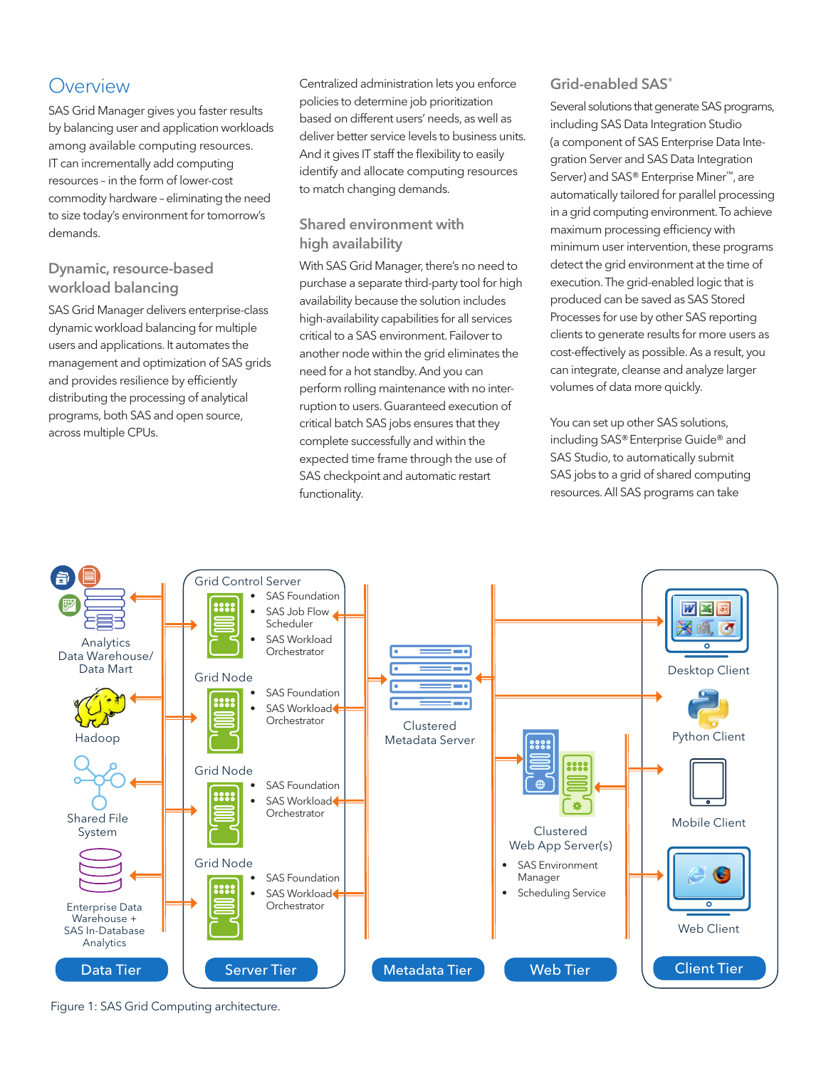## Overview

SAS Grid Manager gives you faster results by balancing user and application workloads among available computing resources. IT can incrementally add computing resources – in the form of lower-cost commodity hardware – eliminating the need to size today's environment for tomorrow's demands.

### Dynamic, resource-based workload balancing

SAS Grid Manager delivers enterprise-class dynamic workload balancing for multiple users and applications. It automates the management and optimization of SAS grids and provides resilience by efficiently distributing the processing of analytical programs, both SAS and open source, across multiple CPUs.

Centralized administration lets you enforce policies to determine job prioritization based on different users' needs, as well as deliver better service levels to business units. And it gives IT staff the flexibility to easily identify and allocate computing resources to match changing demands.

### Shared environment with high availability

With SAS Grid Manager, there's no need to purchase a separate third-party tool for high availability because the solution includes high-availability capabilities for all services critical to a SAS environment. Failover to another node within the grid eliminates the need for a hot standby. And you can perform rolling maintenance with no interruption to users. Guaranteed execution of critical batch SAS jobs ensures that they complete successfully and within the expected time frame through the use of SAS checkpoint and automatic restart functionality.

### Grid-enabled SAS®

Several solutions that generate SAS programs, including SAS Data Integration Studio (a component of SAS Enterprise Data Integration Server and SAS Data Integration Server) and SAS® Enterprise Miner™, are automatically tailored for parallel processing in a grid computing environment. To achieve maximum processing efficiency with minimum user intervention, these programs detect the grid environment at the time of execution. The grid-enabled logic that is produced can be saved as SAS Stored Processes for use by other SAS reporting clients to generate results for more users as cost-effectively as possible. As a result, you can integrate, cleanse and analyze larger volumes of data more quickly.

You can set up other SAS solutions, including SAS® Enterprise Guide® and SAS Studio, to automatically submit SAS jobs to a grid of shared computing resources. All SAS programs can take

Figure 1: SAS Grid Computing architecture.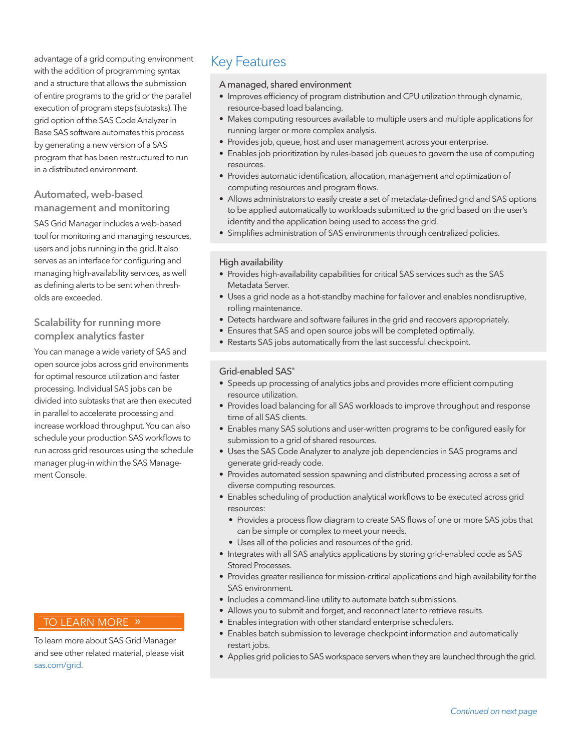advantage of a grid computing environment with the addition of programming syntax and a structure that allows the submission of entire programs to the grid or the parallel execution of program steps (subtasks). The grid option of the SAS Code Analyzer in Base SAS software automates this process by generating a new version of a SAS program that has been restructured to run in a distributed environment.

### Automated, web-based management and monitoring

SAS Grid Manager includes a web-based tool for monitoring and managing resources, users and jobs running in the grid. It also serves as an interface for configuring and managing high-availability services, as well as defining alerts to be sent when thresholds are exceeded.

### Scalability for running more complex analytics faster

You can manage a wide variety of SAS and open source jobs across grid environments for optimal resource utilization and faster processing. Individual SAS jobs can be divided into subtasks that are then executed in parallel to accelerate processing and increase workload throughput. You can also schedule your production SAS workflows to run across grid resources using the schedule manager plug-in within the SAS Management Console.

## TO LEARN MORE »

To learn more about SAS Grid Manager and see other related material, please visit sas.com/grid.

# Key Features

### A managed, shared environment

- Improves efficiency of program distribution and CPU utilization through dynamic, resource-based load balancing.
- Makes computing resources available to multiple users and multiple applications for running larger or more complex analysis.
- Provides job, queue, host and user management across your enterprise.
- Enables job prioritization by rules-based job queues to govern the use of computing resources.
- Provides automatic identification, allocation, management and optimization of computing resources and program flows.
- Allows administrators to easily create a set of metadata-defined grid and SAS options to be applied automatically to workloads submitted to the grid based on the user's identity and the application being used to access the grid.
- Simplifies administration of SAS environments through centralized policies.

### High availability

- Provides high-availability capabilities for critical SAS services such as the SAS Metadata Server.
- Uses a grid node as a hot-standby machine for failover and enables nondisruptive, rolling maintenance.
- Detects hardware and software failures in the grid and recovers appropriately.
- Ensures that SAS and open source jobs will be completed optimally.
- Restarts SAS jobs automatically from the last successful checkpoint.

### Grid-enabled SAS®

- Speeds up processing of analytics jobs and provides more efficient computing resource utilization.
- Provides load balancing for all SAS workloads to improve throughput and response time of all SAS clients.
- Enables many SAS solutions and user-written programs to be configured easily for submission to a grid of shared resources.
- Uses the SAS Code Analyzer to analyze job dependencies in SAS programs and generate grid-ready code.
- Provides automated session spawning and distributed processing across a set of diverse computing resources.
- Enables scheduling of production analytical workflows to be executed across grid resources:
  - Provides a process flow diagram to create SAS flows of one or more SAS jobs that can be simple or complex to meet your needs.
  - Uses all of the policies and resources of the grid.
- Integrates with all SAS analytics applications by storing grid-enabled code as SAS Stored Processes.
- Provides greater resilience for mission-critical applications and high availability for the SAS environment.
- Includes a command-line utility to automate batch submissions.
- Allows you to submit and forget, and reconnect later to retrieve results.
- Enables integration with other standard enterprise schedulers.
- Enables batch submission to leverage checkpoint information and automatically restart jobs.
- Applies grid policies to SAS workspace servers when they are launched through the grid.

*Continued on next page*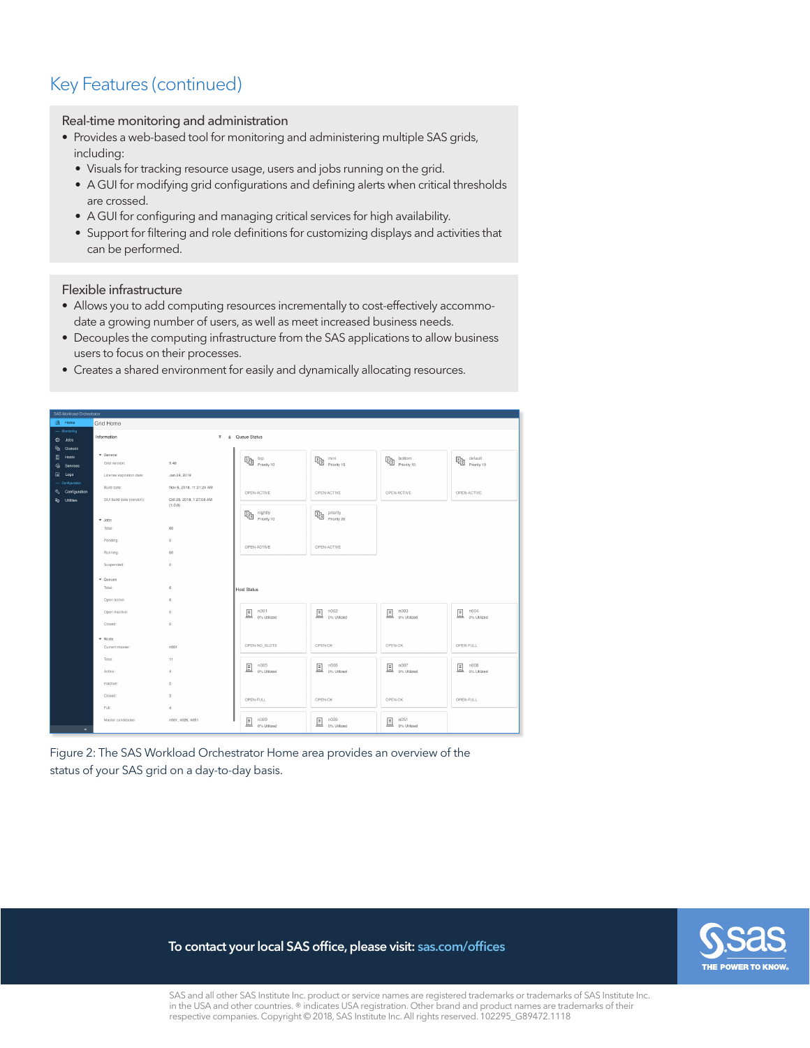## Key Features (continued)

### Real-time monitoring and administration

- Provides a web-based tool for monitoring and administering multiple SAS grids, including:
  - Visuals for tracking resource usage, users and jobs running on the grid.
  - A GUI for modifying grid configurations and defining alerts when critical thresholds are crossed.
  - A GUI for configuring and managing critical services for high availability.
  - Support for filtering and role definitions for customizing displays and activities that can be performed.

### Flexible infrastructure

- Allows you to add computing resources incrementally to cost-effectively accommodate a growing number of users, as well as meet increased business needs.
- Decouples the computing infrastructure from the SAS applications to allow business users to focus on their processes.
- Creates a shared environment for easily and dynamically allocating resources.

Figure 2: The SAS Workload Orchestrator Home area provides an overview of the status of your SAS grid on a day-to-day basis.

To contact your local SAS office, please visit: sas.com/offices

SAS and all other SAS Institute Inc. product or service names are registered trademarks or trademarks of SAS Institute Inc. in the USA and other countries. ® indicates USA registration. Other brand and product names are trademarks of their respective companies. Copyright © 2018, SAS Institute Inc. All rights reserved. 102295_G89472.1118